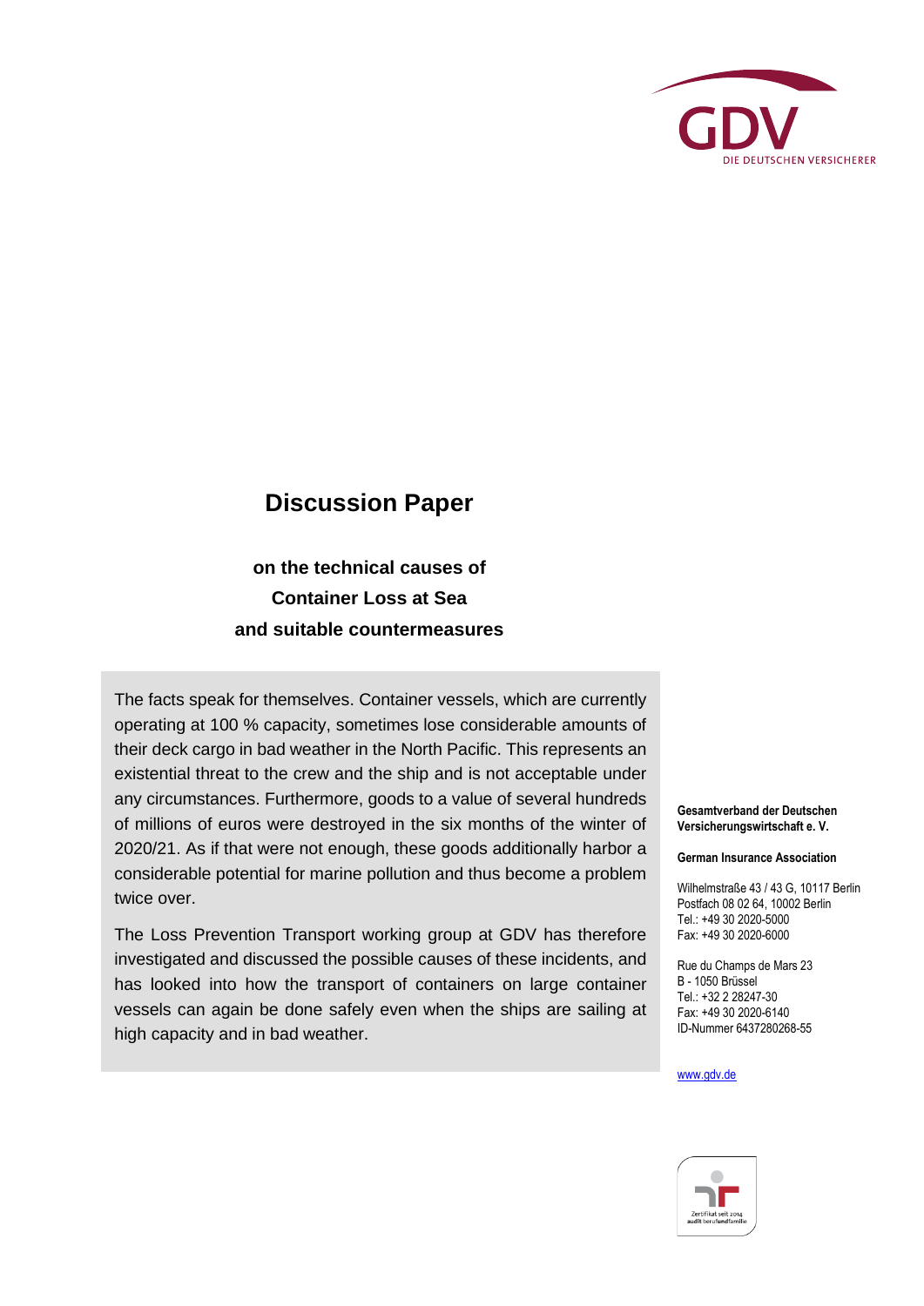GDV

DIE DEUTSCHEN VERSICHERER

# Discussion Paper

## on the technical causes of Container Loss at Sea and suitable countermeasures

The facts speak for themselves. Container vessels, which are currently operating at 100 % capacity, sometimes lose considerable amounts of their deck cargo in bad weather in the North Pacific. This represents an existential threat to the crew and the ship and is not acceptable under any circumstances. Furthermore, goods to a value of several hundreds of millions of euros were destroyed in the six months of the winter of 2020/21. As if that were not enough, these goods additionally harbor a considerable potential for marine pollution and thus become a problem twice over.

The Loss Prevention Transport working group at GDV has therefore investigated and discussed the possible causes of these incidents, and has looked into how the transport of containers on large container vessels can again be done safely even when the ships are sailing at high capacity and in bad weather.

**Gesamtverband der Deutschen Versicherungswirtschaft e. V.**

**German Insurance Association**

Wilhelmstraße 43 / 43 G, 10117 Berlin
Postfach 08 02 64, 10002 Berlin
Tel.: +49 30 2020-5000
Fax: +49 30 2020-6000

Rue du Champs de Mars 23
B - 1050 Brüssel
Tel.: +32 2 28247-30
Fax: +49 30 2020-6140
ID-Nummer 6437280268-55

www.gdv.de

Zertifikat seit 2014
audit berufundfamilie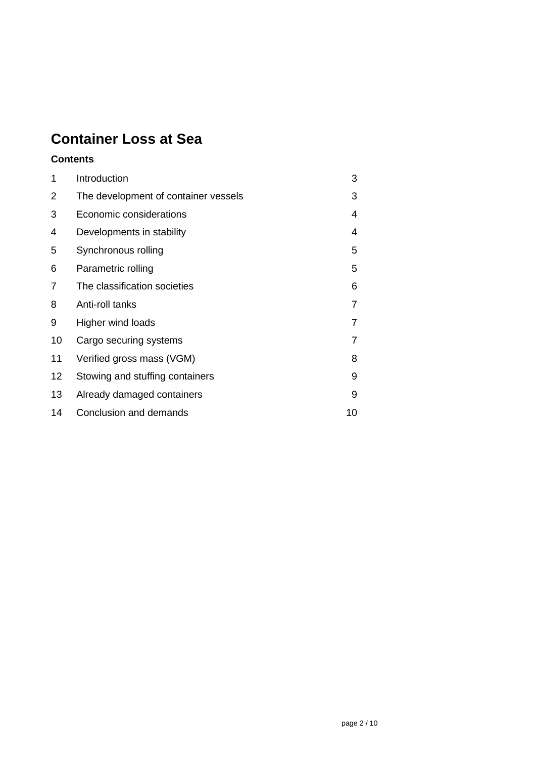# Container Loss at Sea

**Contents**

| | | |
|---|---|---|
| 1 | Introduction | 3 |
| 2 | The development of container vessels | 3 |
| 3 | Economic considerations | 4 |
| 4 | Developments in stability | 4 |
| 5 | Synchronous rolling | 5 |
| 6 | Parametric rolling | 5 |
| 7 | The classification societies | 6 |
| 8 | Anti-roll tanks | 7 |
| 9 | Higher wind loads | 7 |
| 10 | Cargo securing systems | 7 |
| 11 | Verified gross mass (VGM) | 8 |
| 12 | Stowing and stuffing containers | 9 |
| 13 | Already damaged containers | 9 |
| 14 | Conclusion and demands | 10 |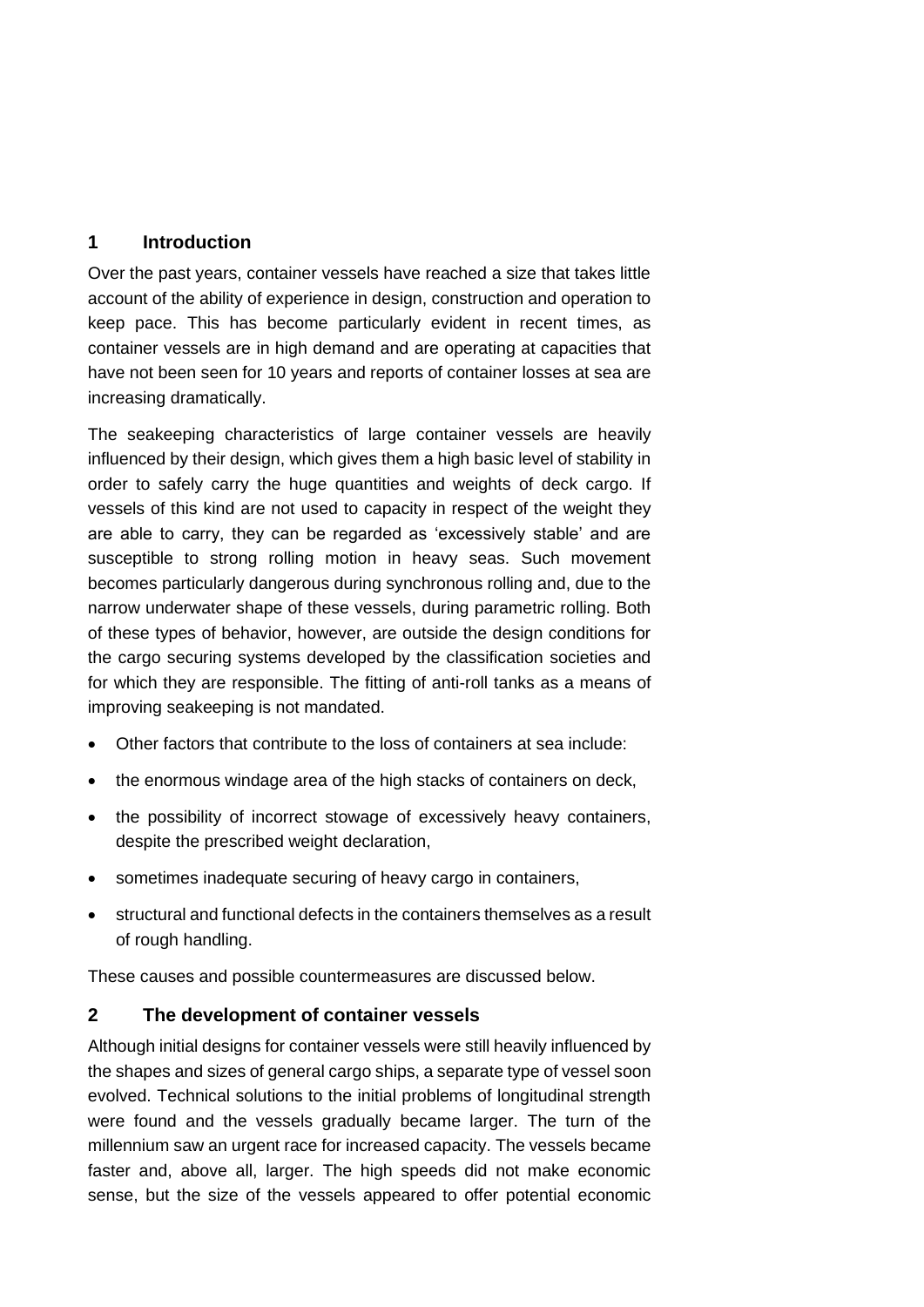## 1 Introduction

Over the past years, container vessels have reached a size that takes little account of the ability of experience in design, construction and operation to keep pace. This has become particularly evident in recent times, as container vessels are in high demand and are operating at capacities that have not been seen for 10 years and reports of container losses at sea are increasing dramatically.

The seakeeping characteristics of large container vessels are heavily influenced by their design, which gives them a high basic level of stability in order to safely carry the huge quantities and weights of deck cargo. If vessels of this kind are not used to capacity in respect of the weight they are able to carry, they can be regarded as 'excessively stable' and are susceptible to strong rolling motion in heavy seas. Such movement becomes particularly dangerous during synchronous rolling and, due to the narrow underwater shape of these vessels, during parametric rolling. Both of these types of behavior, however, are outside the design conditions for the cargo securing systems developed by the classification societies and for which they are responsible. The fitting of anti-roll tanks as a means of improving seakeeping is not mandated.

- Other factors that contribute to the loss of containers at sea include:
- the enormous windage area of the high stacks of containers on deck,
- the possibility of incorrect stowage of excessively heavy containers, despite the prescribed weight declaration,
- sometimes inadequate securing of heavy cargo in containers,
- structural and functional defects in the containers themselves as a result of rough handling.

These causes and possible countermeasures are discussed below.

## 2 The development of container vessels

Although initial designs for container vessels were still heavily influenced by the shapes and sizes of general cargo ships, a separate type of vessel soon evolved. Technical solutions to the initial problems of longitudinal strength were found and the vessels gradually became larger. The turn of the millennium saw an urgent race for increased capacity. The vessels became faster and, above all, larger. The high speeds did not make economic sense, but the size of the vessels appeared to offer potential economic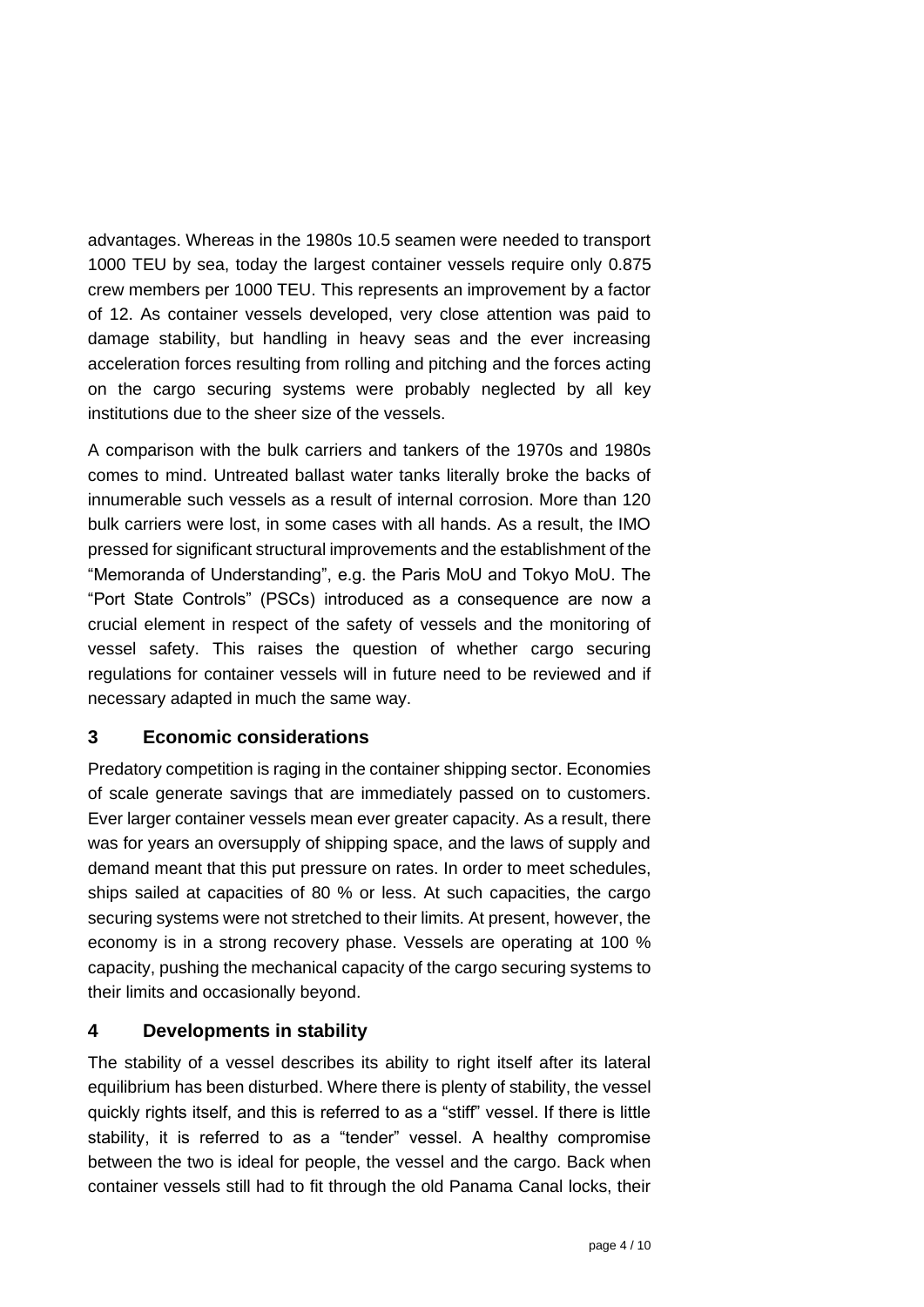advantages. Whereas in the 1980s 10.5 seamen were needed to transport 1000 TEU by sea, today the largest container vessels require only 0.875 crew members per 1000 TEU. This represents an improvement by a factor of 12. As container vessels developed, very close attention was paid to damage stability, but handling in heavy seas and the ever increasing acceleration forces resulting from rolling and pitching and the forces acting on the cargo securing systems were probably neglected by all key institutions due to the sheer size of the vessels.

A comparison with the bulk carriers and tankers of the 1970s and 1980s comes to mind. Untreated ballast water tanks literally broke the backs of innumerable such vessels as a result of internal corrosion. More than 120 bulk carriers were lost, in some cases with all hands. As a result, the IMO pressed for significant structural improvements and the establishment of the "Memoranda of Understanding", e.g. the Paris MoU and Tokyo MoU. The "Port State Controls" (PSCs) introduced as a consequence are now a crucial element in respect of the safety of vessels and the monitoring of vessel safety. This raises the question of whether cargo securing regulations for container vessels will in future need to be reviewed and if necessary adapted in much the same way.

## 3 Economic considerations

Predatory competition is raging in the container shipping sector. Economies of scale generate savings that are immediately passed on to customers. Ever larger container vessels mean ever greater capacity. As a result, there was for years an oversupply of shipping space, and the laws of supply and demand meant that this put pressure on rates. In order to meet schedules, ships sailed at capacities of 80 % or less. At such capacities, the cargo securing systems were not stretched to their limits. At present, however, the economy is in a strong recovery phase. Vessels are operating at 100 % capacity, pushing the mechanical capacity of the cargo securing systems to their limits and occasionally beyond.

## 4 Developments in stability

The stability of a vessel describes its ability to right itself after its lateral equilibrium has been disturbed. Where there is plenty of stability, the vessel quickly rights itself, and this is referred to as a "stiff" vessel. If there is little stability, it is referred to as a "tender" vessel. A healthy compromise between the two is ideal for people, the vessel and the cargo. Back when container vessels still had to fit through the old Panama Canal locks, their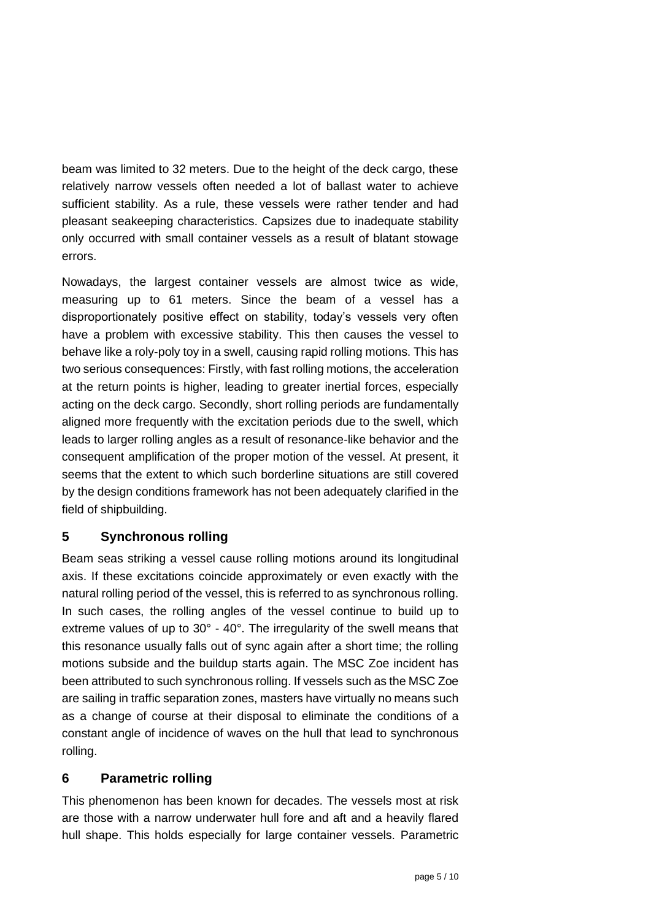beam was limited to 32 meters. Due to the height of the deck cargo, these relatively narrow vessels often needed a lot of ballast water to achieve sufficient stability. As a rule, these vessels were rather tender and had pleasant seakeeping characteristics. Capsizes due to inadequate stability only occurred with small container vessels as a result of blatant stowage errors.

Nowadays, the largest container vessels are almost twice as wide, measuring up to 61 meters. Since the beam of a vessel has a disproportionately positive effect on stability, today's vessels very often have a problem with excessive stability. This then causes the vessel to behave like a roly-poly toy in a swell, causing rapid rolling motions. This has two serious consequences: Firstly, with fast rolling motions, the acceleration at the return points is higher, leading to greater inertial forces, especially acting on the deck cargo. Secondly, short rolling periods are fundamentally aligned more frequently with the excitation periods due to the swell, which leads to larger rolling angles as a result of resonance-like behavior and the consequent amplification of the proper motion of the vessel. At present, it seems that the extent to which such borderline situations are still covered by the design conditions framework has not been adequately clarified in the field of shipbuilding.

## 5 Synchronous rolling

Beam seas striking a vessel cause rolling motions around its longitudinal axis. If these excitations coincide approximately or even exactly with the natural rolling period of the vessel, this is referred to as synchronous rolling. In such cases, the rolling angles of the vessel continue to build up to extreme values of up to 30° - 40°. The irregularity of the swell means that this resonance usually falls out of sync again after a short time; the rolling motions subside and the buildup starts again. The MSC Zoe incident has been attributed to such synchronous rolling. If vessels such as the MSC Zoe are sailing in traffic separation zones, masters have virtually no means such as a change of course at their disposal to eliminate the conditions of a constant angle of incidence of waves on the hull that lead to synchronous rolling.

## 6 Parametric rolling

This phenomenon has been known for decades. The vessels most at risk are those with a narrow underwater hull fore and aft and a heavily flared hull shape. This holds especially for large container vessels. Parametric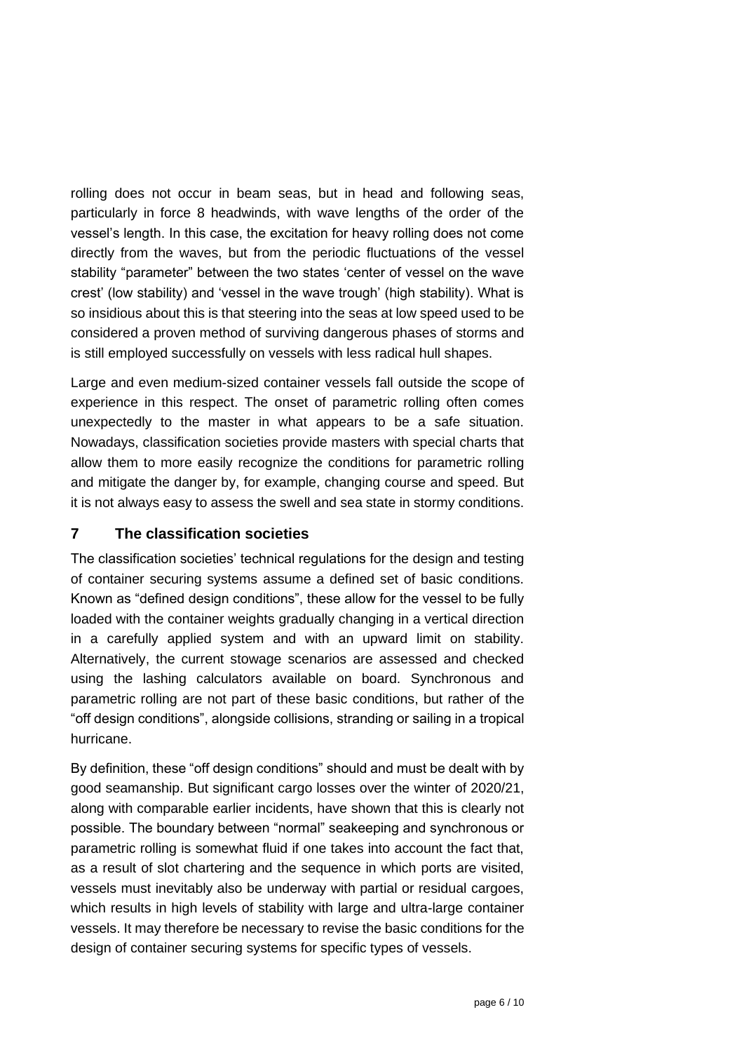rolling does not occur in beam seas, but in head and following seas, particularly in force 8 headwinds, with wave lengths of the order of the vessel's length. In this case, the excitation for heavy rolling does not come directly from the waves, but from the periodic fluctuations of the vessel stability "parameter" between the two states 'center of vessel on the wave crest' (low stability) and 'vessel in the wave trough' (high stability). What is so insidious about this is that steering into the seas at low speed used to be considered a proven method of surviving dangerous phases of storms and is still employed successfully on vessels with less radical hull shapes.

Large and even medium-sized container vessels fall outside the scope of experience in this respect. The onset of parametric rolling often comes unexpectedly to the master in what appears to be a safe situation. Nowadays, classification societies provide masters with special charts that allow them to more easily recognize the conditions for parametric rolling and mitigate the danger by, for example, changing course and speed. But it is not always easy to assess the swell and sea state in stormy conditions.

## 7 The classification societies

The classification societies' technical regulations for the design and testing of container securing systems assume a defined set of basic conditions. Known as "defined design conditions", these allow for the vessel to be fully loaded with the container weights gradually changing in a vertical direction in a carefully applied system and with an upward limit on stability. Alternatively, the current stowage scenarios are assessed and checked using the lashing calculators available on board. Synchronous and parametric rolling are not part of these basic conditions, but rather of the "off design conditions", alongside collisions, stranding or sailing in a tropical hurricane.

By definition, these "off design conditions" should and must be dealt with by good seamanship. But significant cargo losses over the winter of 2020/21, along with comparable earlier incidents, have shown that this is clearly not possible. The boundary between "normal" seakeeping and synchronous or parametric rolling is somewhat fluid if one takes into account the fact that, as a result of slot chartering and the sequence in which ports are visited, vessels must inevitably also be underway with partial or residual cargoes, which results in high levels of stability with large and ultra-large container vessels. It may therefore be necessary to revise the basic conditions for the design of container securing systems for specific types of vessels.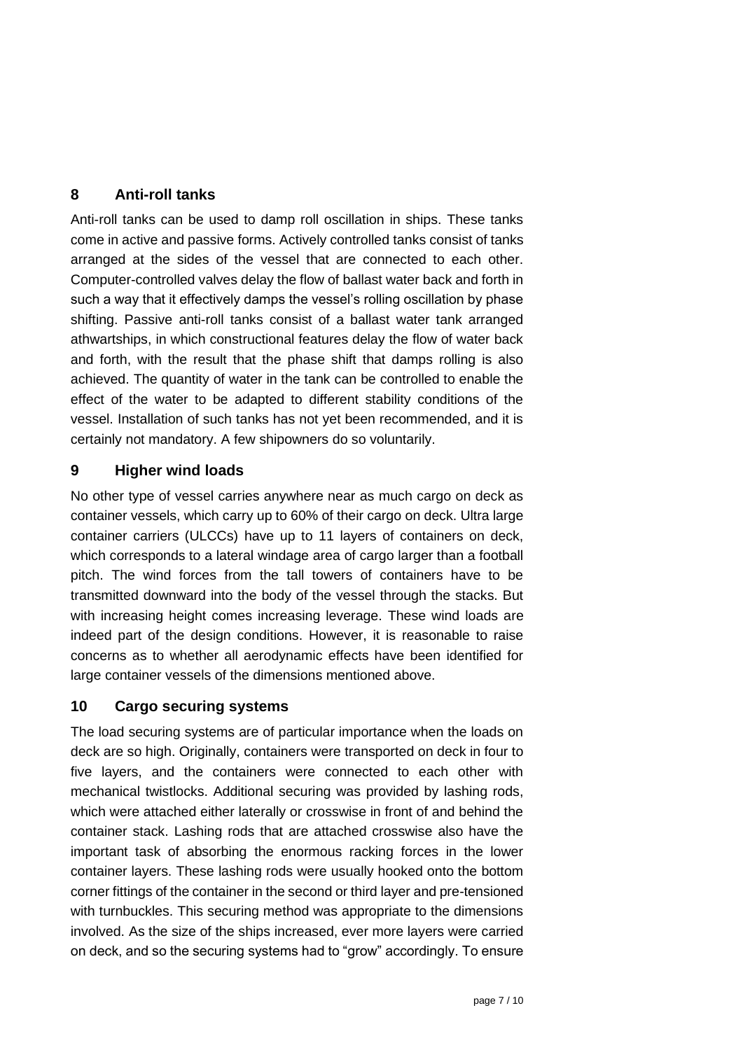## 8 Anti-roll tanks

Anti-roll tanks can be used to damp roll oscillation in ships. These tanks come in active and passive forms. Actively controlled tanks consist of tanks arranged at the sides of the vessel that are connected to each other. Computer-controlled valves delay the flow of ballast water back and forth in such a way that it effectively damps the vessel's rolling oscillation by phase shifting. Passive anti-roll tanks consist of a ballast water tank arranged athwartships, in which constructional features delay the flow of water back and forth, with the result that the phase shift that damps rolling is also achieved. The quantity of water in the tank can be controlled to enable the effect of the water to be adapted to different stability conditions of the vessel. Installation of such tanks has not yet been recommended, and it is certainly not mandatory. A few shipowners do so voluntarily.

## 9 Higher wind loads

No other type of vessel carries anywhere near as much cargo on deck as container vessels, which carry up to 60% of their cargo on deck. Ultra large container carriers (ULCCs) have up to 11 layers of containers on deck, which corresponds to a lateral windage area of cargo larger than a football pitch. The wind forces from the tall towers of containers have to be transmitted downward into the body of the vessel through the stacks. But with increasing height comes increasing leverage. These wind loads are indeed part of the design conditions. However, it is reasonable to raise concerns as to whether all aerodynamic effects have been identified for large container vessels of the dimensions mentioned above.

## 10 Cargo securing systems

The load securing systems are of particular importance when the loads on deck are so high. Originally, containers were transported on deck in four to five layers, and the containers were connected to each other with mechanical twistlocks. Additional securing was provided by lashing rods, which were attached either laterally or crosswise in front of and behind the container stack. Lashing rods that are attached crosswise also have the important task of absorbing the enormous racking forces in the lower container layers. These lashing rods were usually hooked onto the bottom corner fittings of the container in the second or third layer and pre-tensioned with turnbuckles. This securing method was appropriate to the dimensions involved. As the size of the ships increased, ever more layers were carried on deck, and so the securing systems had to "grow" accordingly. To ensure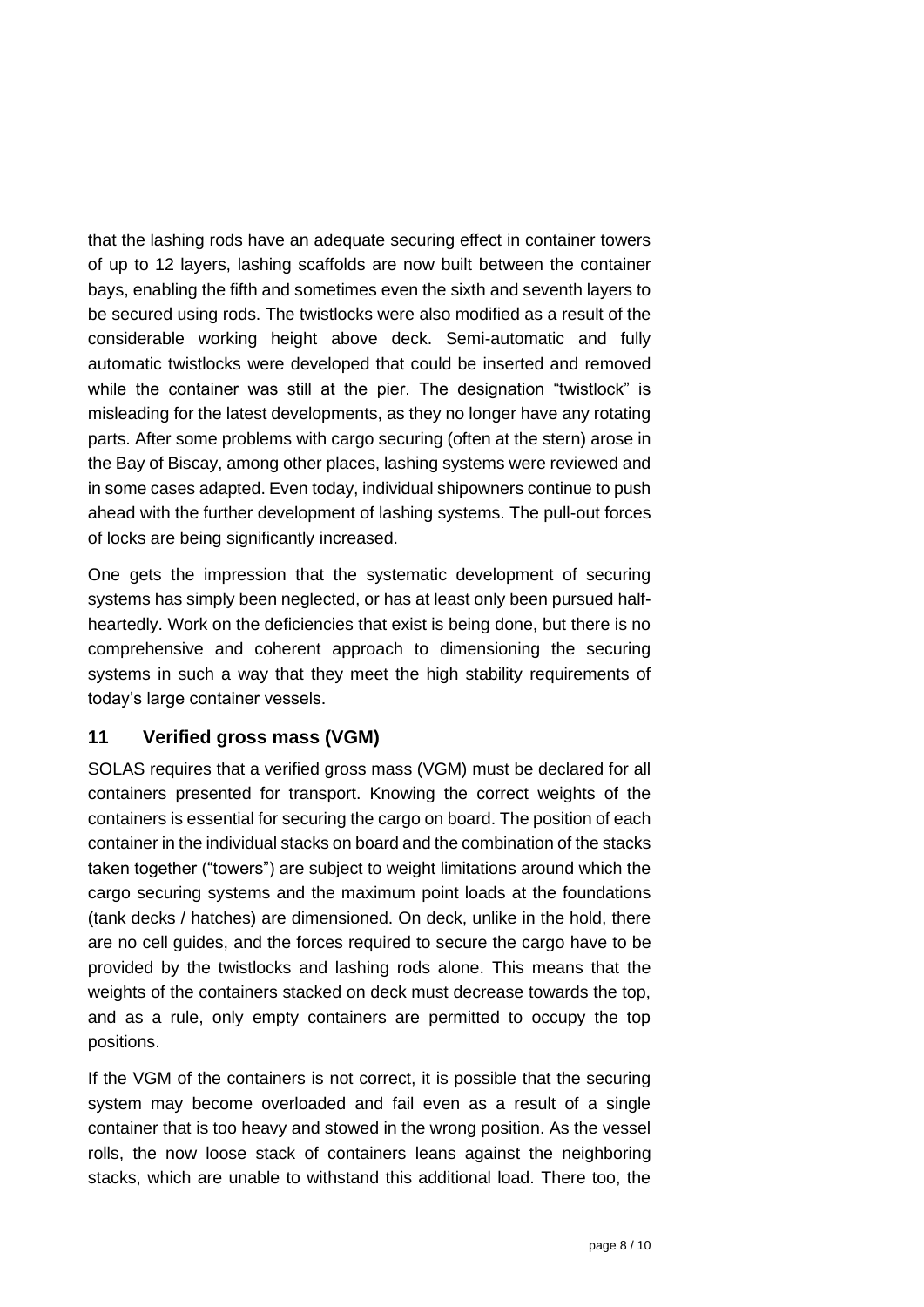that the lashing rods have an adequate securing effect in container towers of up to 12 layers, lashing scaffolds are now built between the container bays, enabling the fifth and sometimes even the sixth and seventh layers to be secured using rods. The twistlocks were also modified as a result of the considerable working height above deck. Semi-automatic and fully automatic twistlocks were developed that could be inserted and removed while the container was still at the pier. The designation "twistlock" is misleading for the latest developments, as they no longer have any rotating parts. After some problems with cargo securing (often at the stern) arose in the Bay of Biscay, among other places, lashing systems were reviewed and in some cases adapted. Even today, individual shipowners continue to push ahead with the further development of lashing systems. The pull-out forces of locks are being significantly increased.

One gets the impression that the systematic development of securing systems has simply been neglected, or has at least only been pursued half-heartedly. Work on the deficiencies that exist is being done, but there is no comprehensive and coherent approach to dimensioning the securing systems in such a way that they meet the high stability requirements of today's large container vessels.

## 11 Verified gross mass (VGM)

SOLAS requires that a verified gross mass (VGM) must be declared for all containers presented for transport. Knowing the correct weights of the containers is essential for securing the cargo on board. The position of each container in the individual stacks on board and the combination of the stacks taken together ("towers") are subject to weight limitations around which the cargo securing systems and the maximum point loads at the foundations (tank decks / hatches) are dimensioned. On deck, unlike in the hold, there are no cell guides, and the forces required to secure the cargo have to be provided by the twistlocks and lashing rods alone. This means that the weights of the containers stacked on deck must decrease towards the top, and as a rule, only empty containers are permitted to occupy the top positions.

If the VGM of the containers is not correct, it is possible that the securing system may become overloaded and fail even as a result of a single container that is too heavy and stowed in the wrong position. As the vessel rolls, the now loose stack of containers leans against the neighboring stacks, which are unable to withstand this additional load. There too, the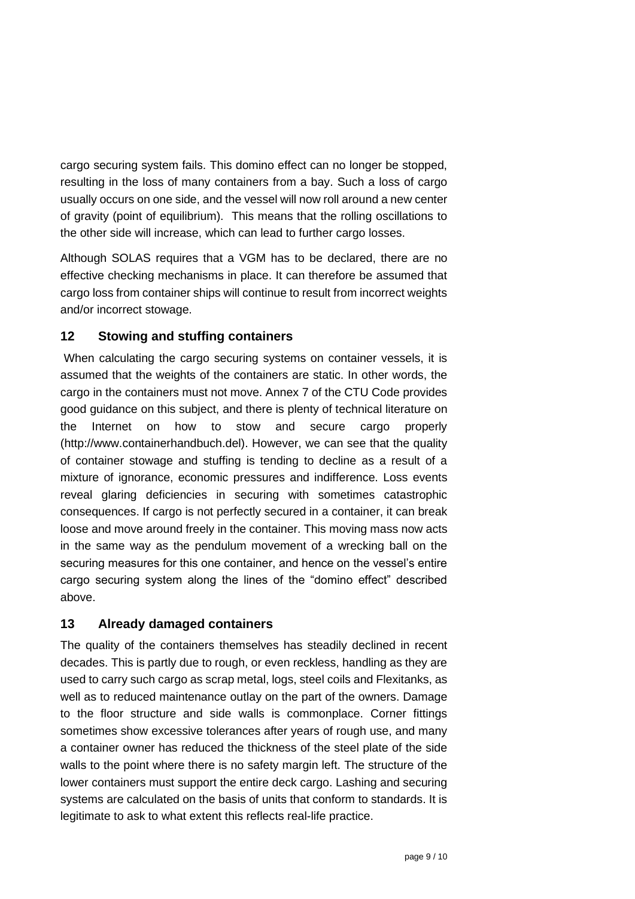cargo securing system fails. This domino effect can no longer be stopped, resulting in the loss of many containers from a bay. Such a loss of cargo usually occurs on one side, and the vessel will now roll around a new center of gravity (point of equilibrium). This means that the rolling oscillations to the other side will increase, which can lead to further cargo losses.

Although SOLAS requires that a VGM has to be declared, there are no effective checking mechanisms in place. It can therefore be assumed that cargo loss from container ships will continue to result from incorrect weights and/or incorrect stowage.

## 12 Stowing and stuffing containers

When calculating the cargo securing systems on container vessels, it is assumed that the weights of the containers are static. In other words, the cargo in the containers must not move. Annex 7 of the CTU Code provides good guidance on this subject, and there is plenty of technical literature on the Internet on how to stow and secure cargo properly (http://www.containerhandbuch.del). However, we can see that the quality of container stowage and stuffing is tending to decline as a result of a mixture of ignorance, economic pressures and indifference. Loss events reveal glaring deficiencies in securing with sometimes catastrophic consequences. If cargo is not perfectly secured in a container, it can break loose and move around freely in the container. This moving mass now acts in the same way as the pendulum movement of a wrecking ball on the securing measures for this one container, and hence on the vessel's entire cargo securing system along the lines of the "domino effect" described above.

## 13 Already damaged containers

The quality of the containers themselves has steadily declined in recent decades. This is partly due to rough, or even reckless, handling as they are used to carry such cargo as scrap metal, logs, steel coils and Flexitanks, as well as to reduced maintenance outlay on the part of the owners. Damage to the floor structure and side walls is commonplace. Corner fittings sometimes show excessive tolerances after years of rough use, and many a container owner has reduced the thickness of the steel plate of the side walls to the point where there is no safety margin left. The structure of the lower containers must support the entire deck cargo. Lashing and securing systems are calculated on the basis of units that conform to standards. It is legitimate to ask to what extent this reflects real-life practice.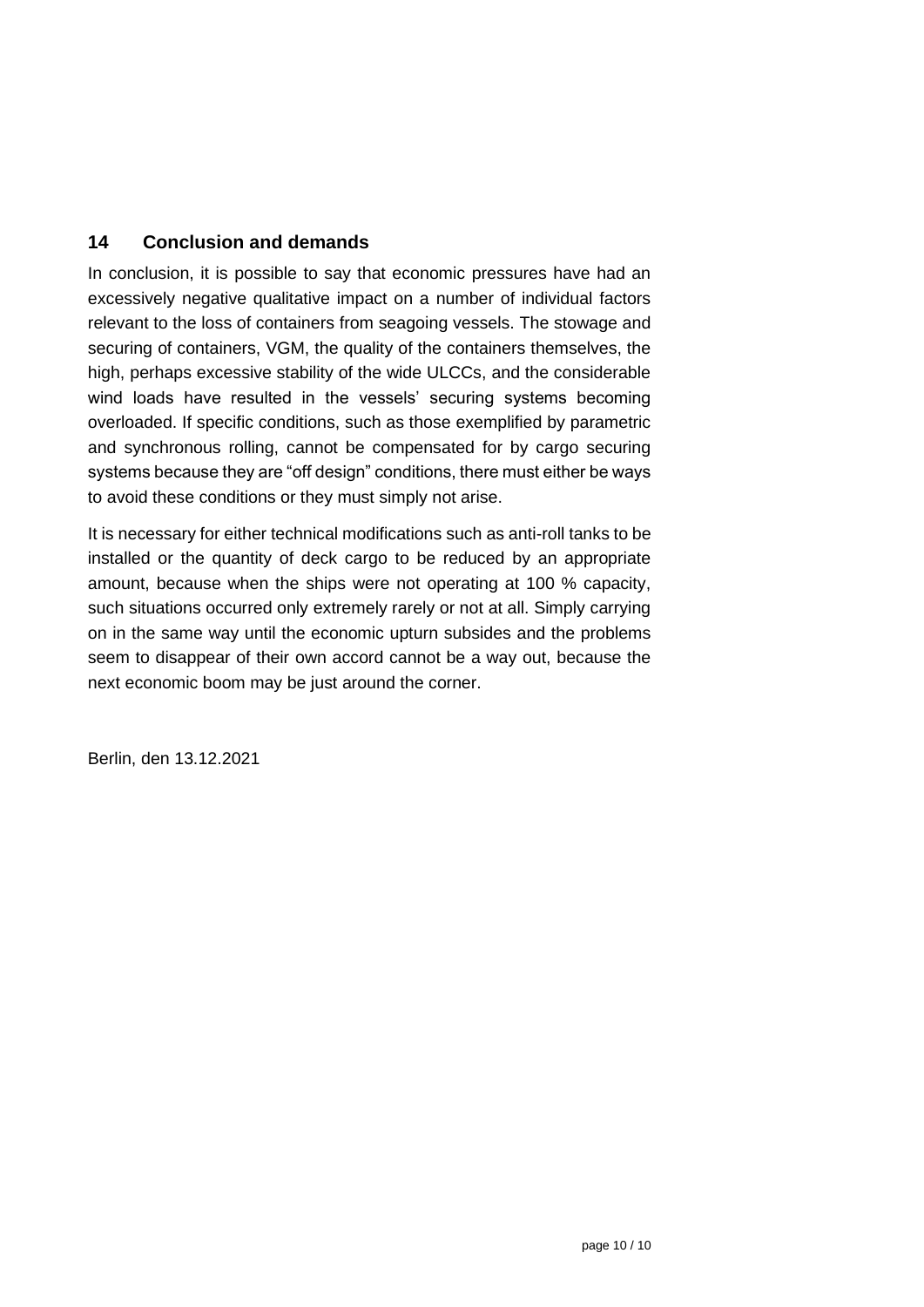## 14 Conclusion and demands

In conclusion, it is possible to say that economic pressures have had an excessively negative qualitative impact on a number of individual factors relevant to the loss of containers from seagoing vessels. The stowage and securing of containers, VGM, the quality of the containers themselves, the high, perhaps excessive stability of the wide ULCCs, and the considerable wind loads have resulted in the vessels' securing systems becoming overloaded. If specific conditions, such as those exemplified by parametric and synchronous rolling, cannot be compensated for by cargo securing systems because they are "off design" conditions, there must either be ways to avoid these conditions or they must simply not arise.

It is necessary for either technical modifications such as anti-roll tanks to be installed or the quantity of deck cargo to be reduced by an appropriate amount, because when the ships were not operating at 100 % capacity, such situations occurred only extremely rarely or not at all. Simply carrying on in the same way until the economic upturn subsides and the problems seem to disappear of their own accord cannot be a way out, because the next economic boom may be just around the corner.

Berlin, den 13.12.2021